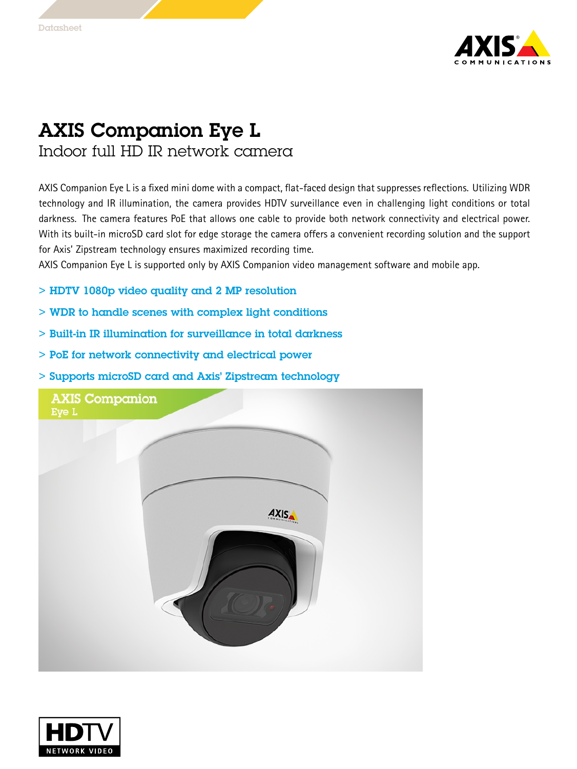Datasheet

# AXIS Companion Eye L

## Indoor full HD IR network camera

AXIS Companion Eye L is a fixed mini dome with a compact, flat-faced design that suppresses reflections. Utilizing WDR technology and IR illumination, the camera provides HDTV surveillance even in challenging light conditions or total darkness. The camera features PoE that allows one cable to provide both network connectivity and electrical power. With its built-in microSD card slot for edge storage the camera offers a convenient recording solution and the support for Axis' Zipstream technology ensures maximized recording time.

AXIS Companion Eye L is supported only by AXIS Companion video management software and mobile app.

- > **HDTV 1080p video quality and 2 MP resolution**
- > **WDR to handle scenes with complex light conditions**
- > **Built-in IR illumination for surveillance in total darkness**
- > **PoE for network connectivity and electrical power**
- > **Supports microSD card and Axis' Zipstream technology**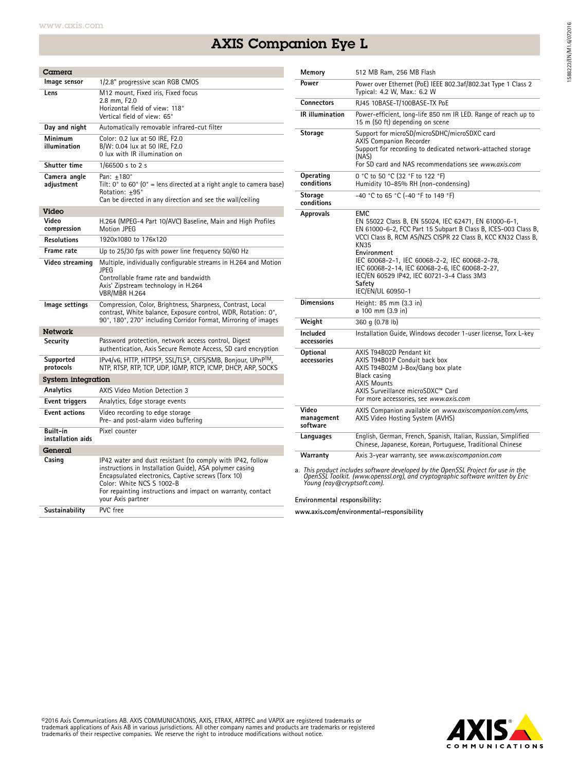# AXIS Companion Eye L

## Camera

| | |
|---|---|
| **Image sensor** | 1/2.8" progressive scan RGB CMOS |
| **Lens** | M12 mount, Fixed iris, Fixed focus<br>2.8 mm, F2.0<br>Horizontal field of view: 118°<br>Vertical field of view: 65° |
| **Day and night** | Automatically removable infrared-cut filter |
| **Minimum illumination** | Color: 0.2 lux at 50 IRE, F2.0<br>B/W: 0.04 lux at 50 IRE, F2.0<br>0 lux with IR illumination on |
| **Shutter time** | 1/66500 s to 2 s |
| **Camera angle adjustment** | Pan: ±180°<br>Tilt: 0° to 60° (0° = lens directed at a right angle to camera base)<br>Rotation: ±95°<br>Can be directed in any direction and see the wall/ceiling |

## Video

| | |
|---|---|
| **Video compression** | H.264 (MPEG-4 Part 10/AVC) Baseline, Main and High Profiles<br>Motion JPEG |
| **Resolutions** | 1920x1080 to 176x120 |
| **Frame rate** | Up to 25/30 fps with power line frequency 50/60 Hz |
| **Video streaming** | Multiple, individually configurable streams in H.264 and Motion JPEG<br>Controllable frame rate and bandwidth<br>Axis' Zipstream technology in H.264<br>VBR/MBR H.264 |
| **Image settings** | Compression, Color, Brightness, Sharpness, Contrast, Local contrast, White balance, Exposure control, WDR, Rotation: 0°, 90°, 180°, 270° including Corridor Format, Mirroring of images |

## Network

| | |
|---|---|
| **Security** | Password protection, network access control, Digest authentication, Axis Secure Remote Access, SD card encryption |
| **Supported protocols** | IPv4/v6, HTTP, HTTPS[a], SSL/TLS[a], CIFS/SMB, Bonjour, UPnP™, NTP, RTSP, RTP, TCP, UDP, IGMP, RTCP, ICMP, DHCP, ARP, SOCKS |

## System integration

| | |
|---|---|
| **Analytics** | AXIS Video Motion Detection 3 |
| **Event triggers** | Analytics, Edge storage events |
| **Event actions** | Video recording to edge storage<br>Pre- and post-alarm video buffering |
| **Built-in installation aids** | Pixel counter |

## General

| | |
|---|---|
| **Casing** | IP42 water and dust resistant (to comply with IP42, follow instructions in Installation Guide), ASA polymer casing<br>Encapsulated electronics, Captive screws (Torx 10)<br>Color: White NCS S 1002-B<br>For repainting instructions and impact on warranty, contact your Axis partner |
| **Sustainability** | PVC free |
| **Memory** | 512 MB Ram, 256 MB Flash |
| **Power** | Power over Ethernet (PoE) IEEE 802.3af/802.3at Type 1 Class 2<br>Typical: 4.2 W, Max.: 6.2 W |
| **Connectors** | RJ45 10BASE-T/100BASE-TX PoE |
| **IR illumination** | Power-efficient, long-life 850 nm IR LED. Range of reach up to 15 m (50 ft) depending on scene |
| **Storage** | Support for microSD/microSDHC/microSDXC card<br>AXIS Companion Recorder<br>Support for recording to dedicated network-attached storage (NAS)<br>For SD card and NAS recommendations see *www.axis.com* |
| **Operating conditions** | 0 °C to 50 °C (32 °F to 122 °F)<br>Humidity 10–85% RH (non-condensing) |
| **Storage conditions** | -40 °C to 65 °C (-40 °F to 149 °F) |
| **Approvals** | **EMC**<br>EN 55022 Class B, EN 55024, IEC 62471, EN 61000-6-1, EN 61000-6-2, FCC Part 15 Subpart B Class B, ICES-003 Class B, VCCI Class B, RCM AS/NZS CISPR 22 Class B, KCC KN32 Class B, KN35<br>**Environment**<br>IEC 60068-2-1, IEC 60068-2-2, IEC 60068-2-78, IEC 60068-2-14, IEC 60068-2-6, IEC 60068-2-27, IEC/EN 60529 IP42, IEC 60721-3-4 Class 3M3<br>**Safety**<br>IEC/EN/UL 60950-1 |
| **Dimensions** | Height: 85 mm (3.3 in)<br>ø 100 mm (3.9 in) |
| **Weight** | 360 g (0.78 lb) |
| **Included accessories** | Installation Guide, Windows decoder 1-user license, Torx L-key |
| **Optional accessories** | AXIS T94B02D Pendant kit<br>AXIS T94B01P Conduit back box<br>AXIS T94B02M J-Box/Gang box plate<br>Black casing<br>AXIS Mounts<br>AXIS Surveillance microSDXC™ Card<br>For more accessories, see *www.axis.com* |
| **Video management software** | AXIS Companion available on *www.axiscompanion.com/vms*, AXIS Video Hosting System (AVHS) |
| **Languages** | English, German, French, Spanish, Italian, Russian, Simplified Chinese, Japanese, Korean, Portuguese, Traditional Chinese |
| **Warranty** | Axis 3-year warranty, see *www.axiscompanion.com* |

a. *This product includes software developed by the OpenSSL Project for use in the OpenSSL Toolkit. (www.openssl.org), and cryptographic software written by Eric Young (eay@cryptsoft.com).*

**Environmental responsibility:**

**www.axis.com/environmental-responsibility**

©2016 Axis Communications AB. AXIS COMMUNICATIONS, AXIS, ETRAX, ARTPEC and VAPIX are registered trademarks or trademark applications of Axis AB in various jurisdictions. All other company names and products are trademarks or registered trademarks of their respective companies. We reserve the right to introduce modifications without notice.